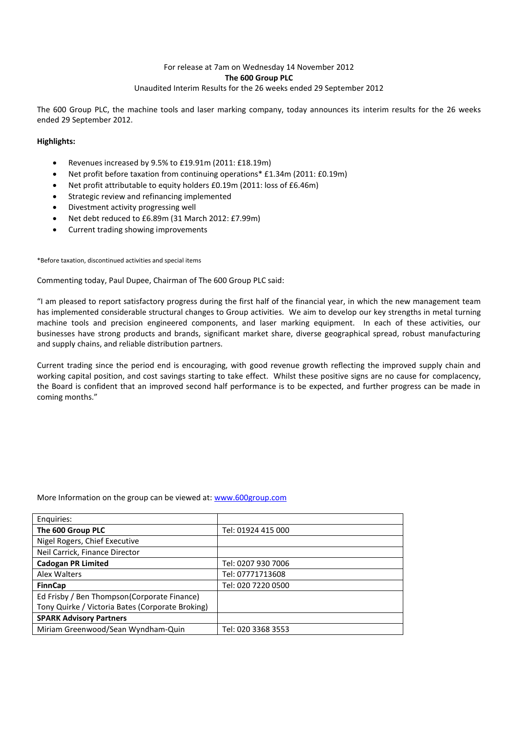For release at 7am on Wednesday 14 November 2012

**The 600 Group PLC**

Unaudited Interim Results for the 26 weeks ended 29 September 2012

The 600 Group PLC, the machine tools and laser marking company, today announces its interim results for the 26 weeks ended 29 September 2012.

**Highlights:**

- Revenues increased by 9.5% to £19.91m (2011: £18.19m)
- Net profit before taxation from continuing operations* £1.34m (2011: £0.19m)
- Net profit attributable to equity holders £0.19m (2011: loss of £6.46m)
- Strategic review and refinancing implemented
- Divestment activity progressing well
- Net debt reduced to £6.89m (31 March 2012: £7.99m)
- Current trading showing improvements

*Before taxation, discontinued activities and special items

Commenting today, Paul Dupee, Chairman of The 600 Group PLC said:

"I am pleased to report satisfactory progress during the first half of the financial year, in which the new management team has implemented considerable structural changes to Group activities. We aim to develop our key strengths in metal turning machine tools and precision engineered components, and laser marking equipment. In each of these activities, our businesses have strong products and brands, significant market share, diverse geographical spread, robust manufacturing and supply chains, and reliable distribution partners.

Current trading since the period end is encouraging, with good revenue growth reflecting the improved supply chain and working capital position, and cost savings starting to take effect. Whilst these positive signs are no cause for complacency, the Board is confident that an improved second half performance is to be expected, and further progress can be made in coming months."

More Information on the group can be viewed at: [www.600group.com](http://www.600group.com)

| Enquiries: | |
|---|---|
| **The 600 Group PLC** | Tel: 01924 415 000 |
| Nigel Rogers, Chief Executive | |
| Neil Carrick, Finance Director | |
| **Cadogan PR Limited** | Tel: 0207 930 7006 |
| Alex Walters | Tel: 07771713608 |
| **FinnCap** | Tel: 020 7220 0500 |
| Ed Frisby / Ben Thompson(Corporate Finance)<br>Tony Quirke / Victoria Bates (Corporate Broking) | |
| **SPARK Advisory Partners** | |
| Miriam Greenwood/Sean Wyndham-Quin | Tel: 020 3368 3553 |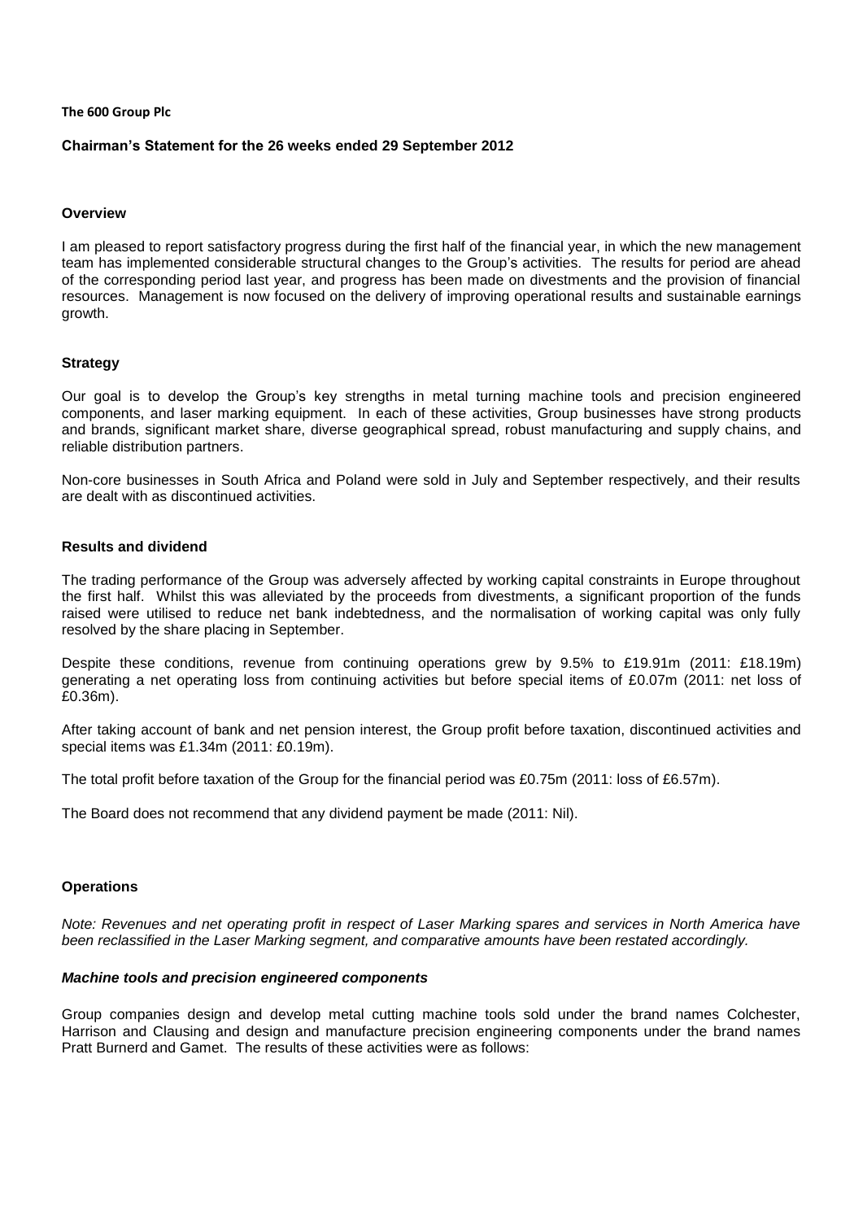**The 600 Group Plc**

**Chairman's Statement for the 26 weeks ended 29 September 2012**

**Overview**

I am pleased to report satisfactory progress during the first half of the financial year, in which the new management team has implemented considerable structural changes to the Group's activities. The results for period are ahead of the corresponding period last year, and progress has been made on divestments and the provision of financial resources. Management is now focused on the delivery of improving operational results and sustainable earnings growth.

**Strategy**

Our goal is to develop the Group's key strengths in metal turning machine tools and precision engineered components, and laser marking equipment. In each of these activities, Group businesses have strong products and brands, significant market share, diverse geographical spread, robust manufacturing and supply chains, and reliable distribution partners.

Non-core businesses in South Africa and Poland were sold in July and September respectively, and their results are dealt with as discontinued activities.

**Results and dividend**

The trading performance of the Group was adversely affected by working capital constraints in Europe throughout the first half. Whilst this was alleviated by the proceeds from divestments, a significant proportion of the funds raised were utilised to reduce net bank indebtedness, and the normalisation of working capital was only fully resolved by the share placing in September.

Despite these conditions, revenue from continuing operations grew by 9.5% to £19.91m (2011: £18.19m) generating a net operating loss from continuing activities but before special items of £0.07m (2011: net loss of £0.36m).

After taking account of bank and net pension interest, the Group profit before taxation, discontinued activities and special items was £1.34m (2011: £0.19m).

The total profit before taxation of the Group for the financial period was £0.75m (2011: loss of £6.57m).

The Board does not recommend that any dividend payment be made (2011: Nil).

**Operations**

*Note: Revenues and net operating profit in respect of Laser Marking spares and services in North America have been reclassified in the Laser Marking segment, and comparative amounts have been restated accordingly.*

***Machine tools and precision engineered components***

Group companies design and develop metal cutting machine tools sold under the brand names Colchester, Harrison and Clausing and design and manufacture precision engineering components under the brand names Pratt Burnerd and Gamet. The results of these activities were as follows: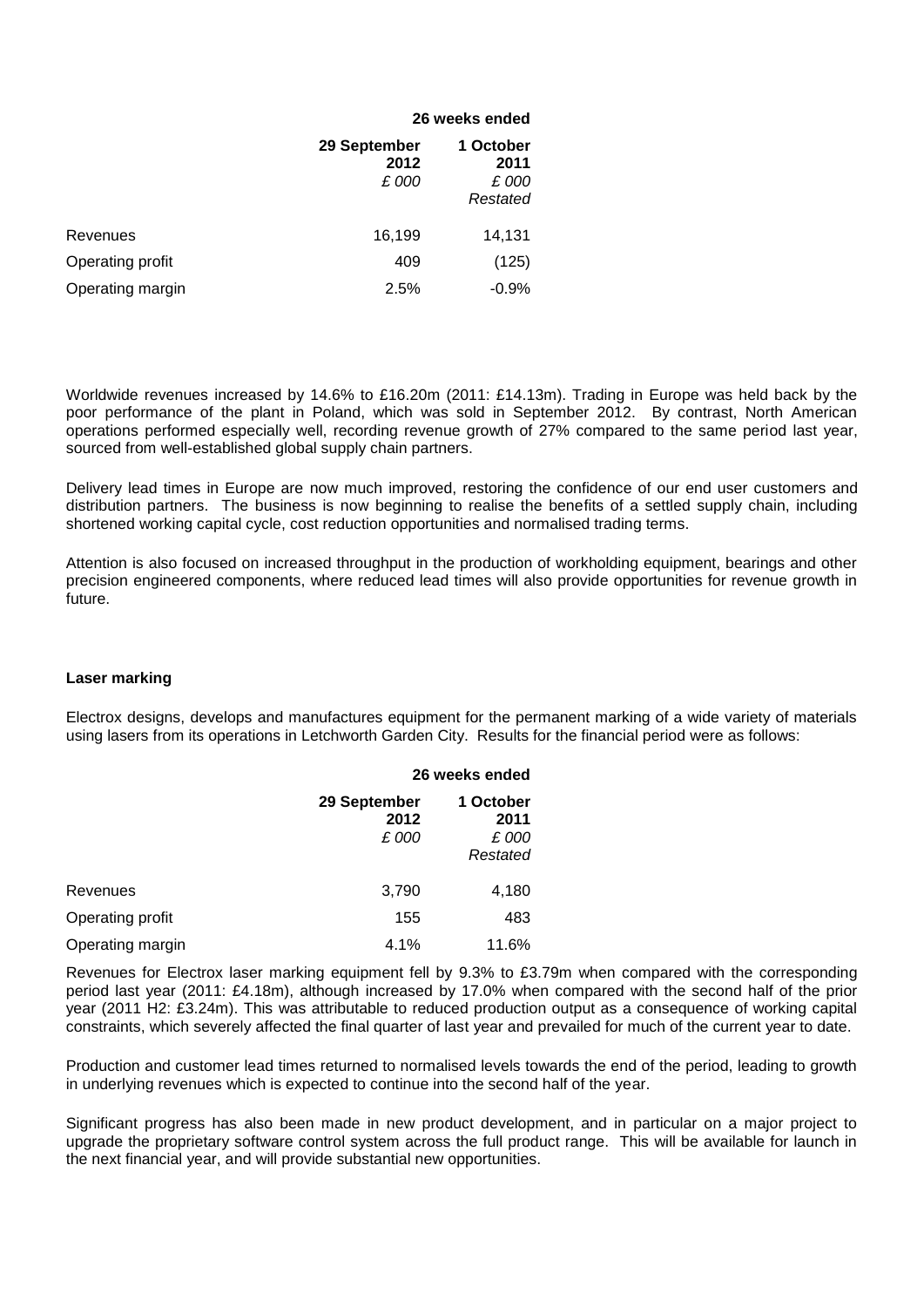| | 26 weeks ended | |
|---|---|---|
| | **29 September 2012** *£ 000* | **1 October 2011** *£ 000* *Restated* |
| Revenues | 16,199 | 14,131 |
| Operating profit | 409 | (125) |
| Operating margin | 2.5% | -0.9% |

Worldwide revenues increased by 14.6% to £16.20m (2011: £14.13m). Trading in Europe was held back by the poor performance of the plant in Poland, which was sold in September 2012. By contrast, North American operations performed especially well, recording revenue growth of 27% compared to the same period last year, sourced from well-established global supply chain partners.

Delivery lead times in Europe are now much improved, restoring the confidence of our end user customers and distribution partners. The business is now beginning to realise the benefits of a settled supply chain, including shortened working capital cycle, cost reduction opportunities and normalised trading terms.

Attention is also focused on increased throughput in the production of workholding equipment, bearings and other precision engineered components, where reduced lead times will also provide opportunities for revenue growth in future.

**Laser marking**

Electrox designs, develops and manufactures equipment for the permanent marking of a wide variety of materials using lasers from its operations in Letchworth Garden City. Results for the financial period were as follows:

| | 26 weeks ended | |
|---|---|---|
| | **29 September 2012** *£ 000* | **1 October 2011** *£ 000* *Restated* |
| Revenues | 3,790 | 4,180 |
| Operating profit | 155 | 483 |
| Operating margin | 4.1% | 11.6% |

Revenues for Electrox laser marking equipment fell by 9.3% to £3.79m when compared with the corresponding period last year (2011: £4.18m), although increased by 17.0% when compared with the second half of the prior year (2011 H2: £3.24m). This was attributable to reduced production output as a consequence of working capital constraints, which severely affected the final quarter of last year and prevailed for much of the current year to date.

Production and customer lead times returned to normalised levels towards the end of the period, leading to growth in underlying revenues which is expected to continue into the second half of the year.

Significant progress has also been made in new product development, and in particular on a major project to upgrade the proprietary software control system across the full product range. This will be available for launch in the next financial year, and will provide substantial new opportunities.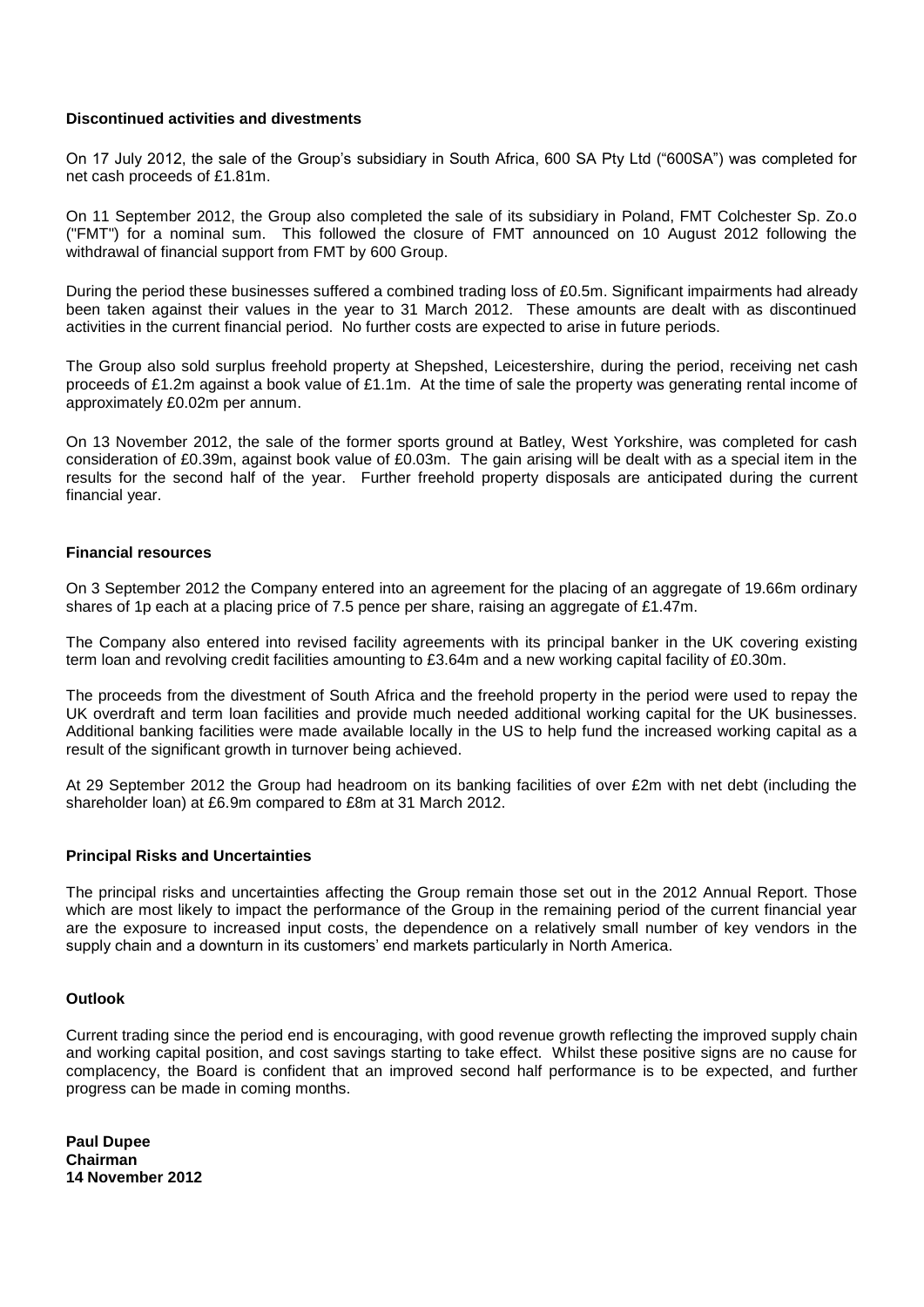**Discontinued activities and divestments**

On 17 July 2012, the sale of the Group's subsidiary in South Africa, 600 SA Pty Ltd ("600SA") was completed for net cash proceeds of £1.81m.

On 11 September 2012, the Group also completed the sale of its subsidiary in Poland, FMT Colchester Sp. Zo.o ("FMT") for a nominal sum. This followed the closure of FMT announced on 10 August 2012 following the withdrawal of financial support from FMT by 600 Group.

During the period these businesses suffered a combined trading loss of £0.5m. Significant impairments had already been taken against their values in the year to 31 March 2012. These amounts are dealt with as discontinued activities in the current financial period. No further costs are expected to arise in future periods.

The Group also sold surplus freehold property at Shepshed, Leicestershire, during the period, receiving net cash proceeds of £1.2m against a book value of £1.1m. At the time of sale the property was generating rental income of approximately £0.02m per annum.

On 13 November 2012, the sale of the former sports ground at Batley, West Yorkshire, was completed for cash consideration of £0.39m, against book value of £0.03m. The gain arising will be dealt with as a special item in the results for the second half of the year. Further freehold property disposals are anticipated during the current financial year.

**Financial resources**

On 3 September 2012 the Company entered into an agreement for the placing of an aggregate of 19.66m ordinary shares of 1p each at a placing price of 7.5 pence per share, raising an aggregate of £1.47m.

The Company also entered into revised facility agreements with its principal banker in the UK covering existing term loan and revolving credit facilities amounting to £3.64m and a new working capital facility of £0.30m.

The proceeds from the divestment of South Africa and the freehold property in the period were used to repay the UK overdraft and term loan facilities and provide much needed additional working capital for the UK businesses. Additional banking facilities were made available locally in the US to help fund the increased working capital as a result of the significant growth in turnover being achieved.

At 29 September 2012 the Group had headroom on its banking facilities of over £2m with net debt (including the shareholder loan) at £6.9m compared to £8m at 31 March 2012.

**Principal Risks and Uncertainties**

The principal risks and uncertainties affecting the Group remain those set out in the 2012 Annual Report. Those which are most likely to impact the performance of the Group in the remaining period of the current financial year are the exposure to increased input costs, the dependence on a relatively small number of key vendors in the supply chain and a downturn in its customers' end markets particularly in North America.

**Outlook**

Current trading since the period end is encouraging, with good revenue growth reflecting the improved supply chain and working capital position, and cost savings starting to take effect. Whilst these positive signs are no cause for complacency, the Board is confident that an improved second half performance is to be expected, and further progress can be made in coming months.

**Paul Dupee**
**Chairman**
**14 November 2012**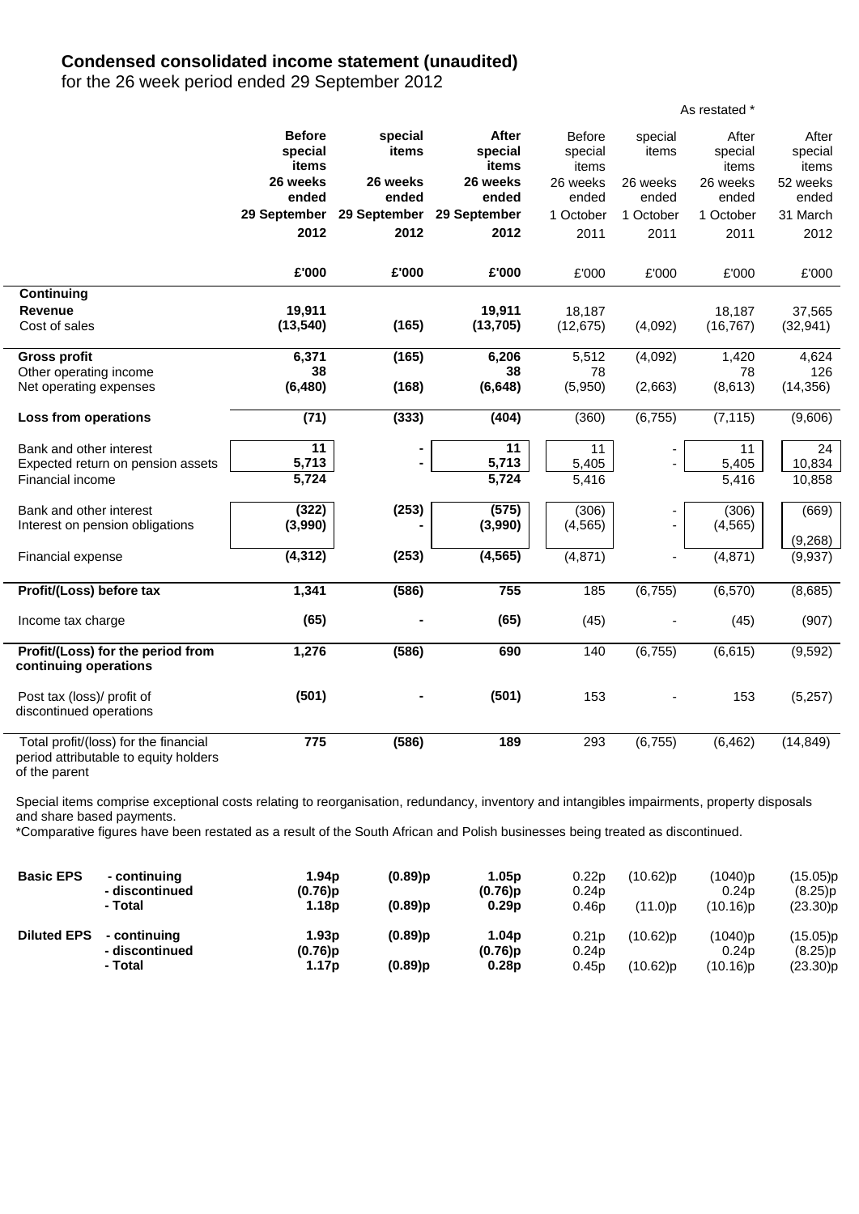# Condensed consolidated income statement (unaudited)

for the 26 week period ended 29 September 2012

| | Before special items 26 weeks ended 29 September 2012 | special items 26 weeks ended 29 September 2012 | After special items 26 weeks ended 29 September 2012 | As restated * Before special items 26 weeks ended 1 October 2011 | special items 26 weeks ended 1 October 2011 | After special items 26 weeks ended 1 October 2011 | After special items 52 weeks ended 31 March 2012 |
|---|---|---|---|---|---|---|---|
| | **£'000** | **£'000** | **£'000** | £'000 | £'000 | £'000 | £'000 |
| **Continuing** | | | | | | | |
| **Revenue** | **19,911** | | **19,911** | 18,187 | | 18,187 | 37,565 |
| Cost of sales | **(13,540)** | **(165)** | **(13,705)** | (12,675) | (4,092) | (16,767) | (32,941) |
| **Gross profit** | **6,371** | **(165)** | **6,206** | 5,512 | (4,092) | 1,420 | 4,624 |
| Other operating income | **38** | | **38** | 78 | | 78 | 126 |
| Net operating expenses | **(6,480)** | **(168)** | **(6,648)** | (5,950) | (2,663) | (8,613) | (14,356) |
| **Loss from operations** | **(71)** | **(333)** | **(404)** | (360) | (6,755) | (7,115) | (9,606) |
| Bank and other interest | **11** | **-** | **11** | 11 | - | 11 | 24 |
| Expected return on pension assets | **5,713** | **-** | **5,713** | 5,405 | - | 5,405 | 10,834 |
| Financial income | **5,724** | | **5,724** | 5,416 | | 5,416 | 10,858 |
| Bank and other interest | **(322)** | **(253)** | **(575)** | (306) | - | (306) | (669) |
| Interest on pension obligations | **(3,990)** | **-** | **(3,990)** | (4,565) | - | (4,565) | (9,268) |
| Financial expense | **(4,312)** | **(253)** | **(4,565)** | (4,871) | - | (4,871) | (9,937) |
| **Profit/(Loss) before tax** | **1,341** | **(586)** | **755** | 185 | (6,755) | (6,570) | (8,685) |
| Income tax charge | **(65)** | **-** | **(65)** | (45) | - | (45) | (907) |
| **Profit/(Loss) for the period from continuing operations** | **1,276** | **(586)** | **690** | 140 | (6,755) | (6,615) | (9,592) |
| Post tax (loss)/ profit of discontinued operations | **(501)** | **-** | **(501)** | 153 | - | 153 | (5,257) |
| Total profit/(loss) for the financial period attributable to equity holders of the parent | **775** | **(586)** | **189** | 293 | (6,755) | (6,462) | (14,849) |

Special items comprise exceptional costs relating to reorganisation, redundancy, inventory and intangibles impairments, property disposals and share based payments.

*Comparative figures have been restated as a result of the South African and Polish businesses being treated as discontinued.

| | | | | | | | | |
|---|---|---|---|---|---|---|---|---|
| **Basic EPS** | - continuing | **1.94p** | **(0.89)p** | **1.05p** | 0.22p | (10.62)p | (1040)p | (15.05)p |
| | - discontinued | **(0.76)p** | | **(0.76)p** | 0.24p | | 0.24p | (8.25)p |
| | - Total | **1.18p** | **(0.89)p** | **0.29p** | 0.46p | (11.0)p | (10.16)p | (23.30)p |
| **Diluted EPS** | - continuing | **1.93p** | **(0.89)p** | **1.04p** | 0.21p | (10.62)p | (1040)p | (15.05)p |
| | - discontinued | **(0.76)p** | | **(0.76)p** | 0.24p | | 0.24p | (8.25)p |
| | - Total | **1.17p** | **(0.89)p** | **0.28p** | 0.45p | (10.62)p | (10.16)p | (23.30)p |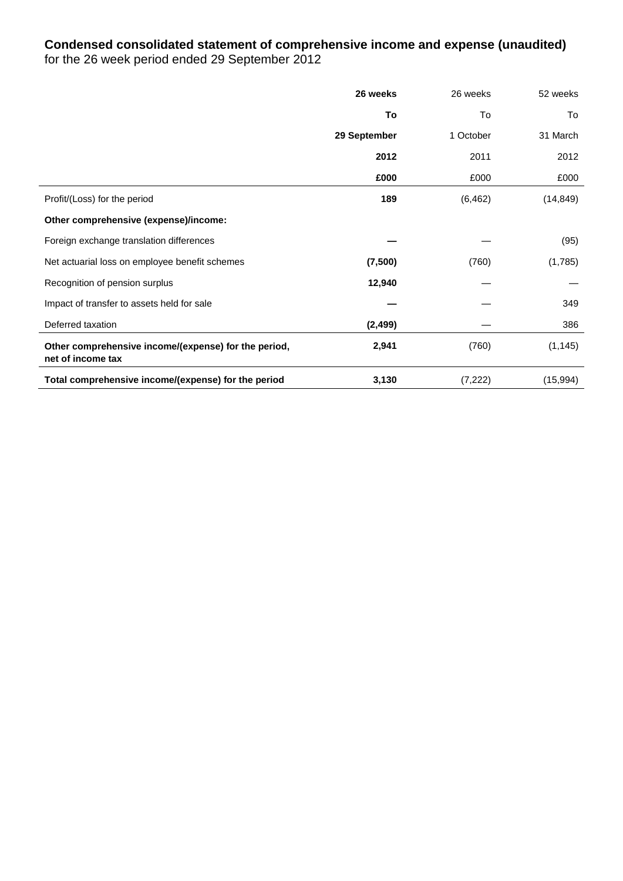**Condensed consolidated statement of comprehensive income and expense (unaudited)**
for the 26 week period ended 29 September 2012

| | **26 weeks To 29 September 2012 £000** | 26 weeks To 1 October 2011 £000 | 52 weeks To 31 March 2012 £000 |
|---|---|---|---|
| Profit/(Loss) for the period | **189** | (6,462) | (14,849) |
| **Other comprehensive (expense)/income:** | | | |
| Foreign exchange translation differences | **—** | — | (95) |
| Net actuarial loss on employee benefit schemes | **(7,500)** | (760) | (1,785) |
| Recognition of pension surplus | **12,940** | — | — |
| Impact of transfer to assets held for sale | **—** | — | 349 |
| Deferred taxation | **(2,499)** | — | 386 |
| **Other comprehensive income/(expense) for the period, net of income tax** | **2,941** | (760) | (1,145) |
| **Total comprehensive income/(expense) for the period** | **3,130** | (7,222) | (15,994) |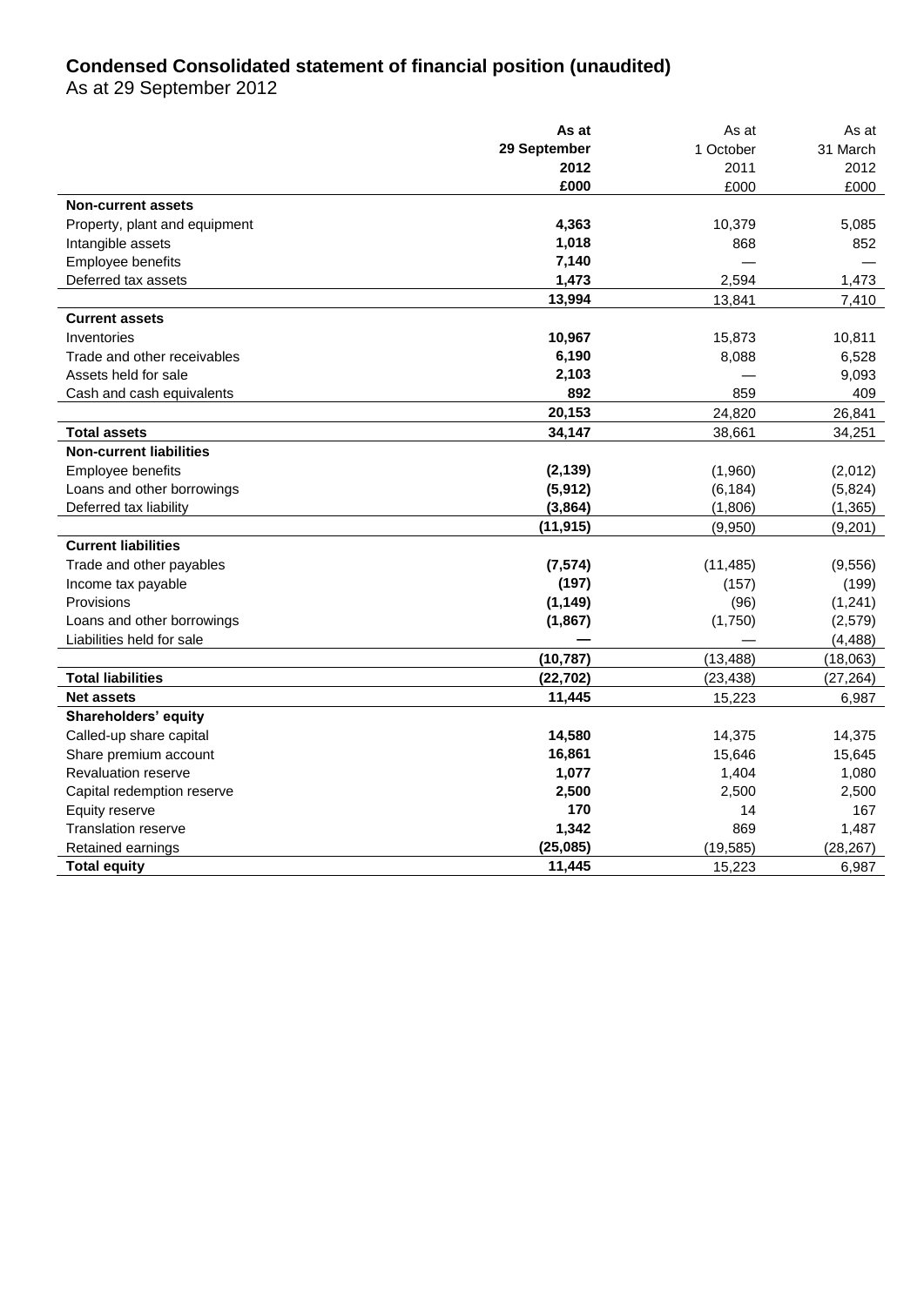## Condensed Consolidated statement of financial position (unaudited)

As at 29 September 2012

| | **As at 29 September 2012 £000** | As at 1 October 2011 £000 | As at 31 March 2012 £000 |
|---|---|---|---|
| **Non-current assets** | | | |
| Property, plant and equipment | **4,363** | 10,379 | 5,085 |
| Intangible assets | **1,018** | 868 | 852 |
| Employee benefits | **7,140** | — | — |
| Deferred tax assets | **1,473** | 2,594 | 1,473 |
| | **13,994** | 13,841 | 7,410 |
| **Current assets** | | | |
| Inventories | **10,967** | 15,873 | 10,811 |
| Trade and other receivables | **6,190** | 8,088 | 6,528 |
| Assets held for sale | **2,103** | — | 9,093 |
| Cash and cash equivalents | **892** | 859 | 409 |
| | **20,153** | 24,820 | 26,841 |
| **Total assets** | **34,147** | 38,661 | 34,251 |
| **Non-current liabilities** | | | |
| Employee benefits | **(2,139)** | (1,960) | (2,012) |
| Loans and other borrowings | **(5,912)** | (6,184) | (5,824) |
| Deferred tax liability | **(3,864)** | (1,806) | (1,365) |
| | **(11,915)** | (9,950) | (9,201) |
| **Current liabilities** | | | |
| Trade and other payables | **(7,574)** | (11,485) | (9,556) |
| Income tax payable | **(197)** | (157) | (199) |
| Provisions | **(1,149)** | (96) | (1,241) |
| Loans and other borrowings | **(1,867)** | (1,750) | (2,579) |
| Liabilities held for sale | **—** | — | (4,488) |
| | **(10,787)** | (13,488) | (18,063) |
| **Total liabilities** | **(22,702)** | (23,438) | (27,264) |
| **Net assets** | **11,445** | 15,223 | 6,987 |
| **Shareholders' equity** | | | |
| Called-up share capital | **14,580** | 14,375 | 14,375 |
| Share premium account | **16,861** | 15,646 | 15,645 |
| Revaluation reserve | **1,077** | 1,404 | 1,080 |
| Capital redemption reserve | **2,500** | 2,500 | 2,500 |
| Equity reserve | **170** | 14 | 167 |
| Translation reserve | **1,342** | 869 | 1,487 |
| Retained earnings | **(25,085)** | (19,585) | (28,267) |
| **Total equity** | **11,445** | 15,223 | 6,987 |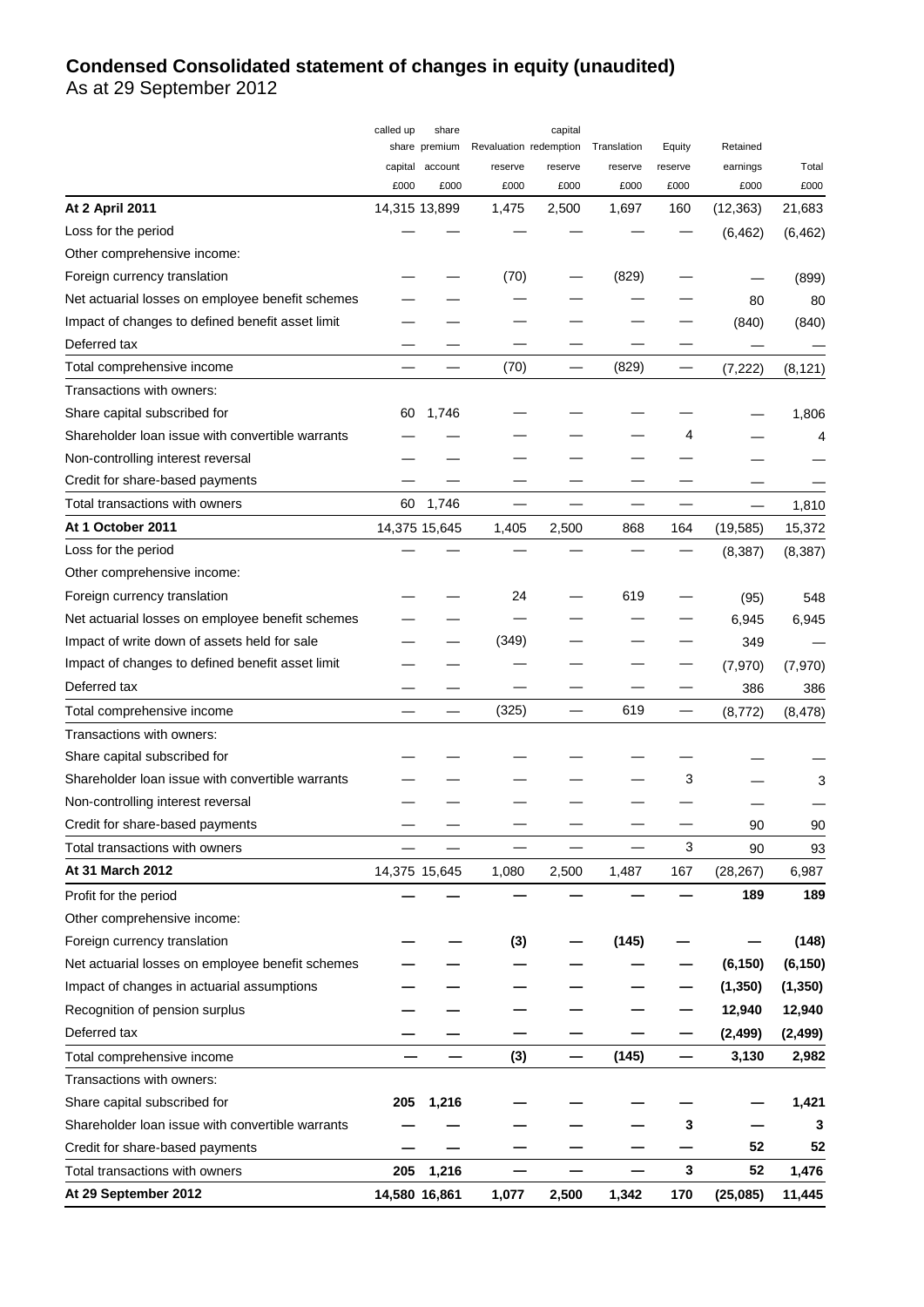# Condensed Consolidated statement of changes in equity (unaudited)

As at 29 September 2012

| | called up share capital £000 | share premium account £000 | Revaluation reserve £000 | capital redemption reserve £000 | Translation reserve £000 | Equity reserve £000 | Retained earnings £000 | Total £000 |
|---|---|---|---|---|---|---|---|---|
| **At 2 April 2011** | 14,315 | 13,899 | 1,475 | 2,500 | 1,697 | 160 | (12,363) | 21,683 |
| Loss for the period | — | — | — | — | — | — | (6,462) | (6,462) |
| Other comprehensive income: | | | | | | | | |
| Foreign currency translation | — | — | (70) | — | (829) | — | — | (899) |
| Net actuarial losses on employee benefit schemes | — | — | — | — | — | — | 80 | 80 |
| Impact of changes to defined benefit asset limit | — | — | — | — | — | — | (840) | (840) |
| Deferred tax | — | — | — | — | — | — | — | — |
| Total comprehensive income | — | — | (70) | — | (829) | — | (7,222) | (8,121) |
| Transactions with owners: | | | | | | | | |
| Share capital subscribed for | 60 | 1,746 | — | — | — | — | — | 1,806 |
| Shareholder loan issue with convertible warrants | — | — | — | — | — | 4 | — | 4 |
| Non-controlling interest reversal | — | — | — | — | — | — | — | — |
| Credit for share-based payments | — | — | — | — | — | — | — | — |
| Total transactions with owners | 60 | 1,746 | — | — | — | — | — | 1,810 |
| **At 1 October 2011** | 14,375 | 15,645 | 1,405 | 2,500 | 868 | 164 | (19,585) | 15,372 |
| Loss for the period | — | — | — | — | — | — | (8,387) | (8,387) |
| Other comprehensive income: | | | | | | | | |
| Foreign currency translation | — | — | 24 | — | 619 | — | (95) | 548 |
| Net actuarial losses on employee benefit schemes | — | — | — | — | — | — | 6,945 | 6,945 |
| Impact of write down of assets held for sale | — | — | (349) | — | — | — | 349 | — |
| Impact of changes to defined benefit asset limit | — | — | — | — | — | — | (7,970) | (7,970) |
| Deferred tax | — | — | — | — | — | — | 386 | 386 |
| Total comprehensive income | — | — | (325) | — | 619 | — | (8,772) | (8,478) |
| Transactions with owners: | | | | | | | | |
| Share capital subscribed for | — | — | — | — | — | — | — | — |
| Shareholder loan issue with convertible warrants | — | — | — | — | — | 3 | — | 3 |
| Non-controlling interest reversal | — | — | — | — | — | — | — | — |
| Credit for share-based payments | — | — | — | — | — | — | 90 | 90 |
| Total transactions with owners | — | — | — | — | — | 3 | 90 | 93 |
| **At 31 March 2012** | 14,375 | 15,645 | 1,080 | 2,500 | 1,487 | 167 | (28,267) | 6,987 |
| Profit for the period | **—** | **—** | **—** | **—** | **—** | **—** | **189** | **189** |
| Other comprehensive income: | | | | | | | | |
| Foreign currency translation | **—** | **—** | **(3)** | **—** | **(145)** | **—** | **—** | **(148)** |
| Net actuarial losses on employee benefit schemes | **—** | **—** | **—** | **—** | **—** | **—** | **(6,150)** | **(6,150)** |
| Impact of changes in actuarial assumptions | **—** | **—** | **—** | **—** | **—** | **—** | **(1,350)** | **(1,350)** |
| Recognition of pension surplus | **—** | **—** | **—** | **—** | **—** | **—** | **12,940** | **12,940** |
| Deferred tax | **—** | **—** | **—** | **—** | **—** | **—** | **(2,499)** | **(2,499)** |
| Total comprehensive income | **—** | **—** | **(3)** | **—** | **(145)** | **—** | **3,130** | **2,982** |
| Transactions with owners: | | | | | | | | |
| Share capital subscribed for | **205** | **1,216** | **—** | **—** | **—** | **—** | **—** | **1,421** |
| Shareholder loan issue with convertible warrants | **—** | **—** | **—** | **—** | **—** | **3** | **—** | **3** |
| Credit for share-based payments | **—** | **—** | **—** | **—** | **—** | **—** | **52** | **52** |
| Total transactions with owners | **205** | **1,216** | **—** | **—** | **—** | **3** | **52** | **1,476** |
| **At 29 September 2012** | **14,580** | **16,861** | **1,077** | **2,500** | **1,342** | **170** | **(25,085)** | **11,445** |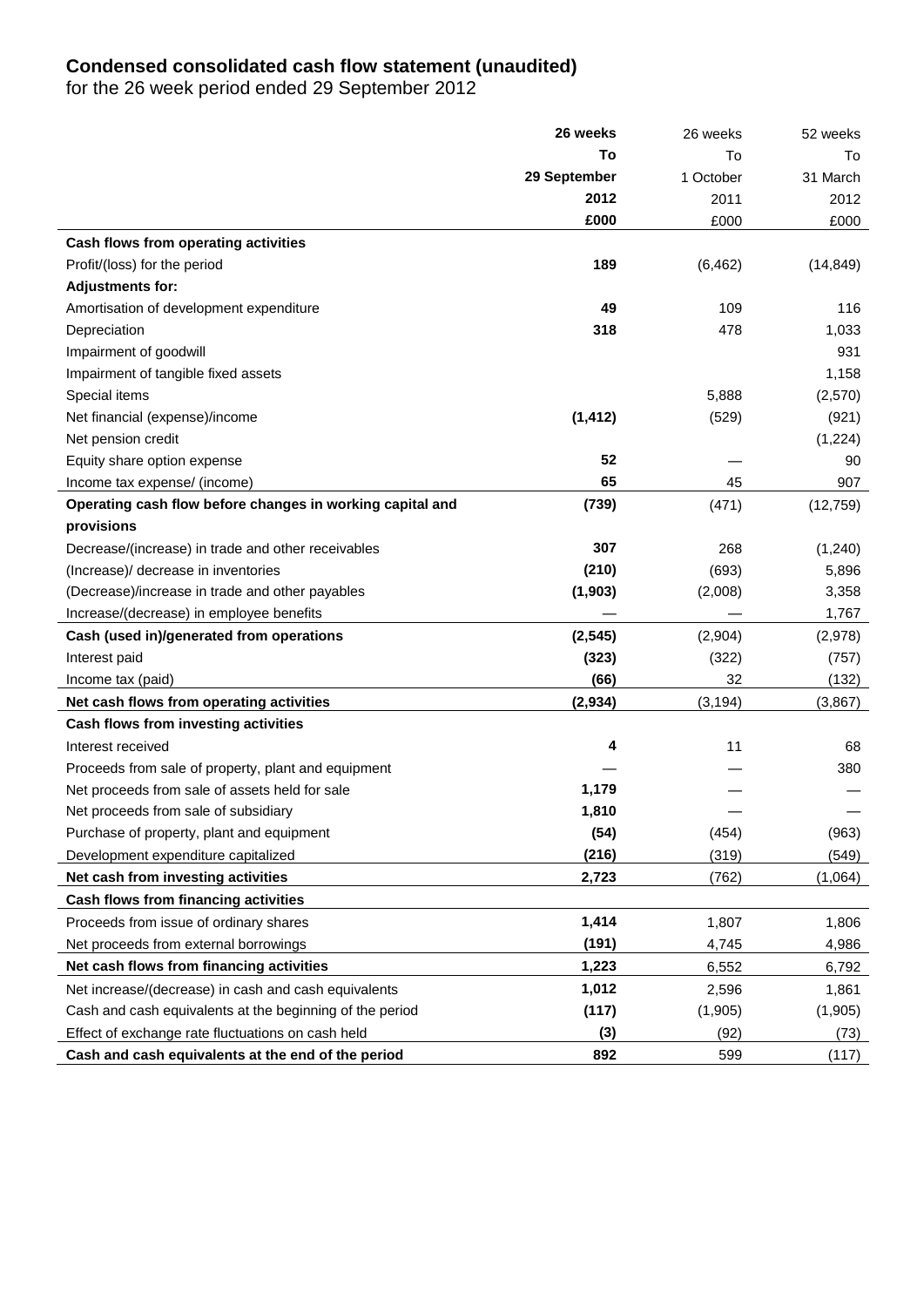## Condensed consolidated cash flow statement (unaudited)

for the 26 week period ended 29 September 2012

| | **26 weeks To 29 September 2012 £000** | 26 weeks To 1 October 2011 £000 | 52 weeks To 31 March 2012 £000 |
|---|---|---|---|
| **Cash flows from operating activities** | | | |
| Profit/(loss) for the period | **189** | (6,462) | (14,849) |
| **Adjustments for:** | | | |
| Amortisation of development expenditure | **49** | 109 | 116 |
| Depreciation | **318** | 478 | 1,033 |
| Impairment of goodwill | | | 931 |
| Impairment of tangible fixed assets | | | 1,158 |
| Special items | | 5,888 | (2,570) |
| Net financial (expense)/income | **(1,412)** | (529) | (921) |
| Net pension credit | | | (1,224) |
| Equity share option expense | **52** | — | 90 |
| Income tax expense/ (income) | **65** | 45 | 907 |
| **Operating cash flow before changes in working capital and provisions** | **(739)** | (471) | (12,759) |
| Decrease/(increase) in trade and other receivables | **307** | 268 | (1,240) |
| (Increase)/ decrease in inventories | **(210)** | (693) | 5,896 |
| (Decrease)/increase in trade and other payables | **(1,903)** | (2,008) | 3,358 |
| Increase/(decrease) in employee benefits | — | — | 1,767 |
| **Cash (used in)/generated from operations** | **(2,545)** | (2,904) | (2,978) |
| Interest paid | **(323)** | (322) | (757) |
| Income tax (paid) | **(66)** | 32 | (132) |
| **Net cash flows from operating activities** | **(2,934)** | (3,194) | (3,867) |
| **Cash flows from investing activities** | | | |
| Interest received | **4** | 11 | 68 |
| Proceeds from sale of property, plant and equipment | — | — | 380 |
| Net proceeds from sale of assets held for sale | **1,179** | — | — |
| Net proceeds from sale of subsidiary | **1,810** | — | — |
| Purchase of property, plant and equipment | **(54)** | (454) | (963) |
| Development expenditure capitalized | **(216)** | (319) | (549) |
| **Net cash from investing activities** | **2,723** | (762) | (1,064) |
| **Cash flows from financing activities** | | | |
| Proceeds from issue of ordinary shares | **1,414** | 1,807 | 1,806 |
| Net proceeds from external borrowings | **(191)** | 4,745 | 4,986 |
| **Net cash flows from financing activities** | **1,223** | 6,552 | 6,792 |
| Net increase/(decrease) in cash and cash equivalents | **1,012** | 2,596 | 1,861 |
| Cash and cash equivalents at the beginning of the period | **(117)** | (1,905) | (1,905) |
| Effect of exchange rate fluctuations on cash held | **(3)** | (92) | (73) |
| **Cash and cash equivalents at the end of the period** | **892** | 599 | (117) |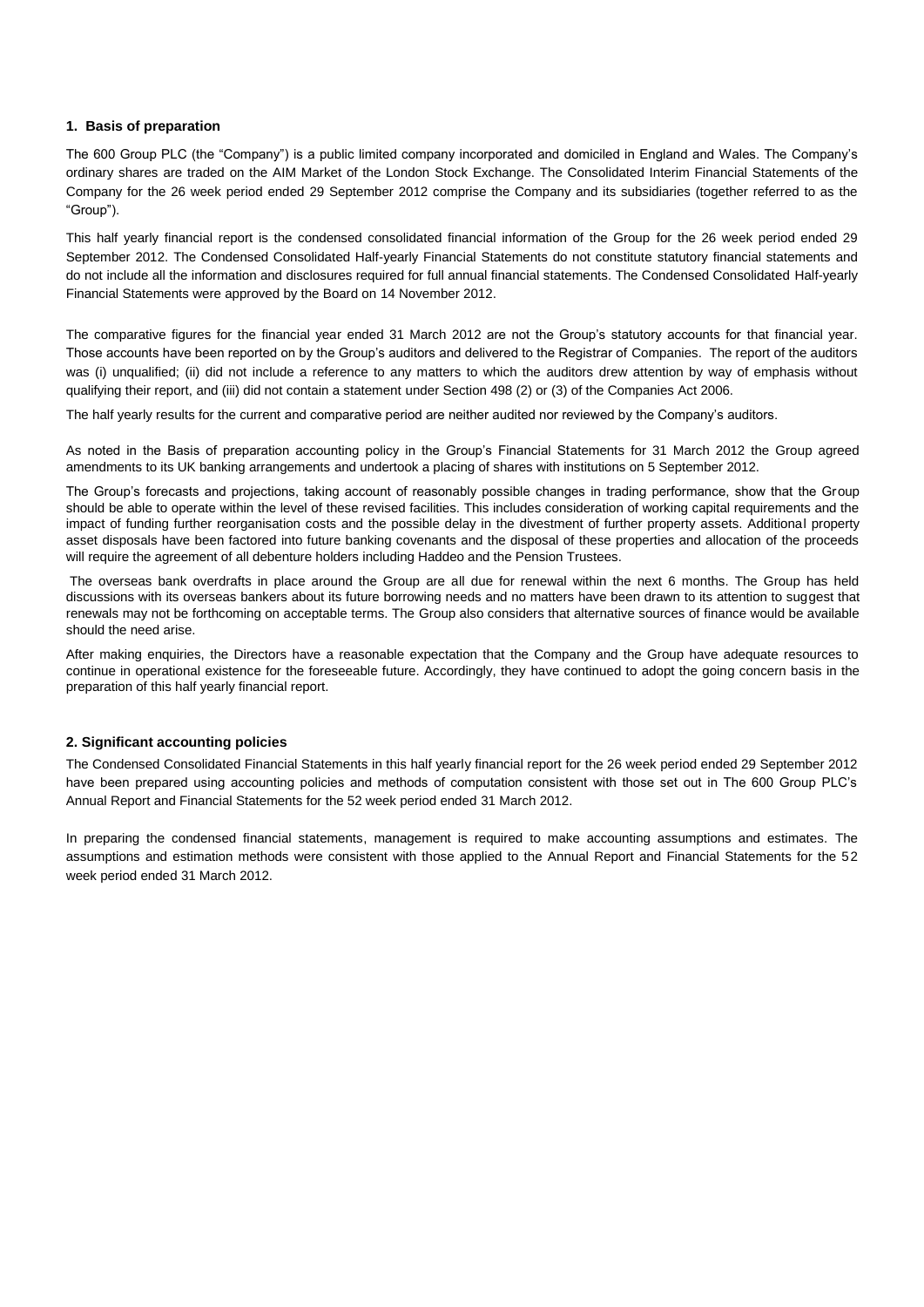## 1. Basis of preparation

The 600 Group PLC (the "Company") is a public limited company incorporated and domiciled in England and Wales. The Company's ordinary shares are traded on the AIM Market of the London Stock Exchange. The Consolidated Interim Financial Statements of the Company for the 26 week period ended 29 September 2012 comprise the Company and its subsidiaries (together referred to as the "Group").

This half yearly financial report is the condensed consolidated financial information of the Group for the 26 week period ended 29 September 2012. The Condensed Consolidated Half-yearly Financial Statements do not constitute statutory financial statements and do not include all the information and disclosures required for full annual financial statements. The Condensed Consolidated Half-yearly Financial Statements were approved by the Board on 14 November 2012.

The comparative figures for the financial year ended 31 March 2012 are not the Group's statutory accounts for that financial year. Those accounts have been reported on by the Group's auditors and delivered to the Registrar of Companies. The report of the auditors was (i) unqualified; (ii) did not include a reference to any matters to which the auditors drew attention by way of emphasis without qualifying their report, and (iii) did not contain a statement under Section 498 (2) or (3) of the Companies Act 2006.

The half yearly results for the current and comparative period are neither audited nor reviewed by the Company's auditors.

As noted in the Basis of preparation accounting policy in the Group's Financial Statements for 31 March 2012 the Group agreed amendments to its UK banking arrangements and undertook a placing of shares with institutions on 5 September 2012.

The Group's forecasts and projections, taking account of reasonably possible changes in trading performance, show that the Group should be able to operate within the level of these revised facilities. This includes consideration of working capital requirements and the impact of funding further reorganisation costs and the possible delay in the divestment of further property assets. Additional property asset disposals have been factored into future banking covenants and the disposal of these properties and allocation of the proceeds will require the agreement of all debenture holders including Haddeo and the Pension Trustees.

The overseas bank overdrafts in place around the Group are all due for renewal within the next 6 months. The Group has held discussions with its overseas bankers about its future borrowing needs and no matters have been drawn to its attention to suggest that renewals may not be forthcoming on acceptable terms. The Group also considers that alternative sources of finance would be available should the need arise.

After making enquiries, the Directors have a reasonable expectation that the Company and the Group have adequate resources to continue in operational existence for the foreseeable future. Accordingly, they have continued to adopt the going concern basis in the preparation of this half yearly financial report.

## 2. Significant accounting policies

The Condensed Consolidated Financial Statements in this half yearly financial report for the 26 week period ended 29 September 2012 have been prepared using accounting policies and methods of computation consistent with those set out in The 600 Group PLC's Annual Report and Financial Statements for the 52 week period ended 31 March 2012.

In preparing the condensed financial statements, management is required to make accounting assumptions and estimates. The assumptions and estimation methods were consistent with those applied to the Annual Report and Financial Statements for the 52 week period ended 31 March 2012.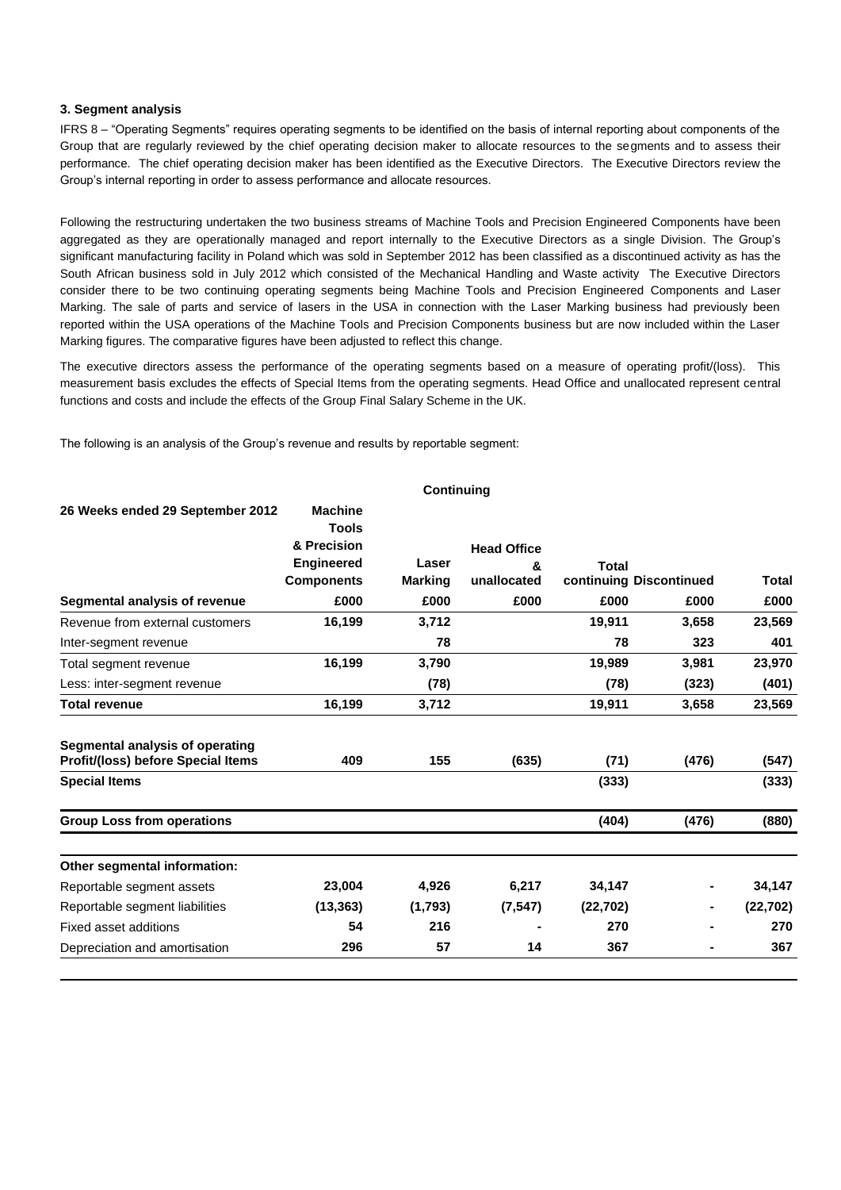### 3. Segment analysis

IFRS 8 – "Operating Segments" requires operating segments to be identified on the basis of internal reporting about components of the Group that are regularly reviewed by the chief operating decision maker to allocate resources to the segments and to assess their performance. The chief operating decision maker has been identified as the Executive Directors. The Executive Directors review the Group's internal reporting in order to assess performance and allocate resources.

Following the restructuring undertaken the two business streams of Machine Tools and Precision Engineered Components have been aggregated as they are operationally managed and report internally to the Executive Directors as a single Division. The Group's significant manufacturing facility in Poland which was sold in September 2012 has been classified as a discontinued activity as has the South African business sold in July 2012 which consisted of the Mechanical Handling and Waste activity The Executive Directors consider there to be two continuing operating segments being Machine Tools and Precision Engineered Components and Laser Marking. The sale of parts and service of lasers in the USA in connection with the Laser Marking business had previously been reported within the USA operations of the Machine Tools and Precision Components business but are now included within the Laser Marking figures. The comparative figures have been adjusted to reflect this change.

The executive directors assess the performance of the operating segments based on a measure of operating profit/(loss). This measurement basis excludes the effects of Special Items from the operating segments. Head Office and unallocated represent central functions and costs and include the effects of the Group Final Salary Scheme in the UK.

The following is an analysis of the Group's revenue and results by reportable segment:

| | Continuing | | | | | |
|---|---|---|---|---|---|---|
| **26 Weeks ended 29 September 2012** | **Machine Tools & Precision Engineered Components** | **Laser Marking** | **Head Office & unallocated** | **Total continuing** | **Discontinued** | **Total** |
| **Segmental analysis of revenue** | **£000** | **£000** | **£000** | **£000** | **£000** | **£000** |
| Revenue from external customers | 16,199 | 3,712 | | 19,911 | 3,658 | 23,569 |
| Inter-segment revenue | | 78 | | 78 | 323 | 401 |
| Total segment revenue | 16,199 | 3,790 | | 19,989 | 3,981 | 23,970 |
| Less: inter-segment revenue | | (78) | | (78) | (323) | (401) |
| **Total revenue** | 16,199 | 3,712 | | 19,911 | 3,658 | 23,569 |
| **Segmental analysis of operating Profit/(loss) before Special Items** | 409 | 155 | (635) | (71) | (476) | (547) |
| **Special Items** | | | | (333) | | (333) |
| **Group Loss from operations** | | | | (404) | (476) | (880) |
| **Other segmental information:** | | | | | | |
| Reportable segment assets | 23,004 | 4,926 | 6,217 | 34,147 | - | 34,147 |
| Reportable segment liabilities | (13,363) | (1,793) | (7,547) | (22,702) | - | (22,702) |
| Fixed asset additions | 54 | 216 | - | 270 | - | 270 |
| Depreciation and amortisation | 296 | 57 | 14 | 367 | - | 367 |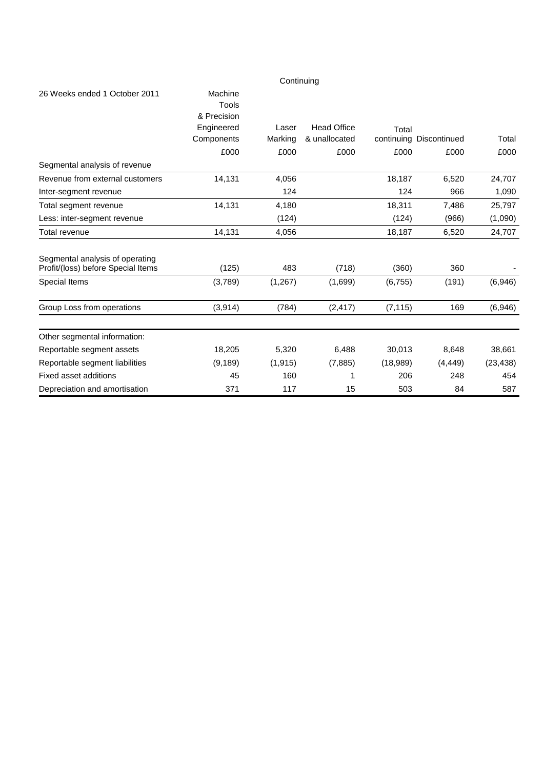| 26 Weeks ended 1 October 2011 | Continuing | | | | | |
|---|---|---|---|---|---|---|
| | Machine Tools & Precision Engineered Components | Laser Marking | Head Office & unallocated | Total continuing | Discontinued | Total |
| | £000 | £000 | £000 | £000 | £000 | £000 |
| Segmental analysis of revenue | | | | | | |
| Revenue from external customers | 14,131 | 4,056 | | 18,187 | 6,520 | 24,707 |
| Inter-segment revenue | | 124 | | 124 | 966 | 1,090 |
| Total segment revenue | 14,131 | 4,180 | | 18,311 | 7,486 | 25,797 |
| Less: inter-segment revenue | | (124) | | (124) | (966) | (1,090) |
| Total revenue | 14,131 | 4,056 | | 18,187 | 6,520 | 24,707 |
| Segmental analysis of operating Profit/(loss) before Special Items | (125) | 483 | (718) | (360) | 360 | - |
| Special Items | (3,789) | (1,267) | (1,699) | (6,755) | (191) | (6,946) |
| Group Loss from operations | (3,914) | (784) | (2,417) | (7,115) | 169 | (6,946) |
| Other segmental information: | | | | | | |
| Reportable segment assets | 18,205 | 5,320 | 6,488 | 30,013 | 8,648 | 38,661 |
| Reportable segment liabilities | (9,189) | (1,915) | (7,885) | (18,989) | (4,449) | (23,438) |
| Fixed asset additions | 45 | 160 | 1 | 206 | 248 | 454 |
| Depreciation and amortisation | 371 | 117 | 15 | 503 | 84 | 587 |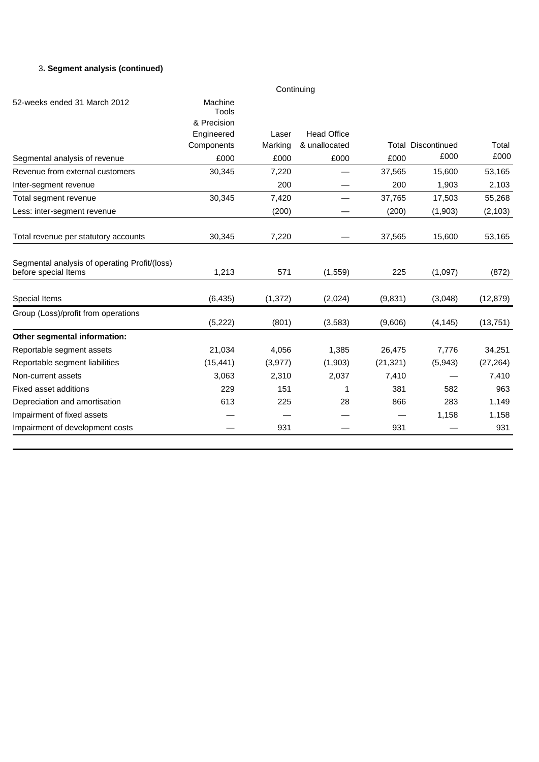3**. Segment analysis (continued)**

| 52-weeks ended 31 March 2012 | Continuing | | | | | |
|---|---|---|---|---|---|---|
| | Machine Tools & Precision Engineered Components | Laser Marking | Head Office & unallocated | Total | Discontinued | Total |
| Segmental analysis of revenue | £000 | £000 | £000 | £000 | £000 | £000 |
| Revenue from external customers | 30,345 | 7,220 | — | 37,565 | 15,600 | 53,165 |
| Inter-segment revenue | | 200 | — | 200 | 1,903 | 2,103 |
| Total segment revenue | 30,345 | 7,420 | — | 37,765 | 17,503 | 55,268 |
| Less: inter-segment revenue | | (200) | — | (200) | (1,903) | (2,103) |
| Total revenue per statutory accounts | 30,345 | 7,220 | — | 37,565 | 15,600 | 53,165 |
| Segmental analysis of operating Profit/(loss) before special Items | 1,213 | 571 | (1,559) | 225 | (1,097) | (872) |
| Special Items | (6,435) | (1,372) | (2,024) | (9,831) | (3,048) | (12,879) |
| Group (Loss)/profit from operations | (5,222) | (801) | (3,583) | (9,606) | (4,145) | (13,751) |
| **Other segmental information:** | | | | | | |
| Reportable segment assets | 21,034 | 4,056 | 1,385 | 26,475 | 7,776 | 34,251 |
| Reportable segment liabilities | (15,441) | (3,977) | (1,903) | (21,321) | (5,943) | (27,264) |
| Non-current assets | 3,063 | 2,310 | 2,037 | 7,410 | — | 7,410 |
| Fixed asset additions | 229 | 151 | 1 | 381 | 582 | 963 |
| Depreciation and amortisation | 613 | 225 | 28 | 866 | 283 | 1,149 |
| Impairment of fixed assets | — | — | — | — | 1,158 | 1,158 |
| Impairment of development costs | — | 931 | — | 931 | — | 931 |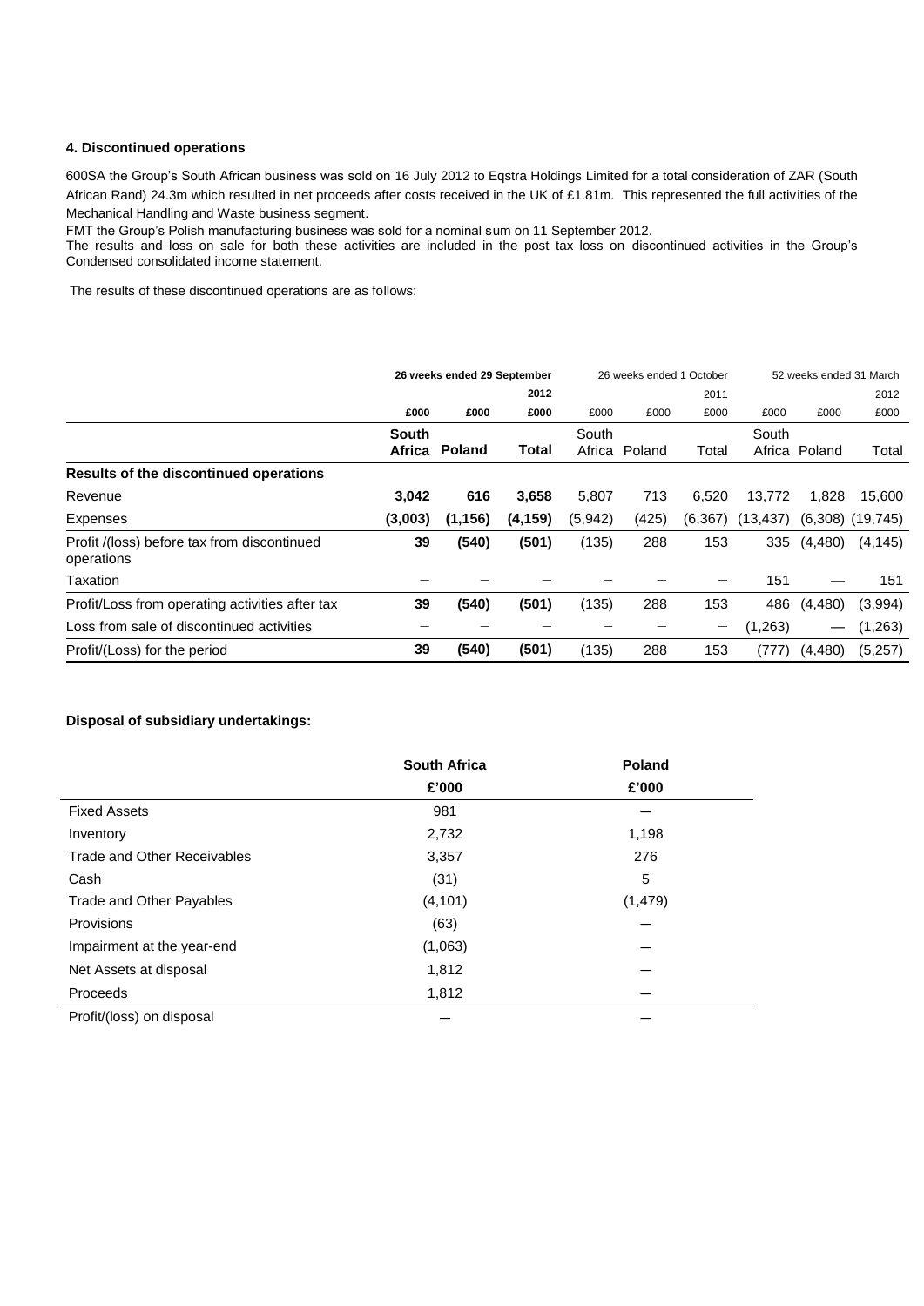### 4. Discontinued operations

600SA the Group's South African business was sold on 16 July 2012 to Eqstra Holdings Limited for a total consideration of ZAR (South African Rand) 24.3m which resulted in net proceeds after costs received in the UK of £1.81m. This represented the full activities of the Mechanical Handling and Waste business segment.

FMT the Group's Polish manufacturing business was sold for a nominal sum on 11 September 2012.

The results and loss on sale for both these activities are included in the post tax loss on discontinued activities in the Group's Condensed consolidated income statement.

The results of these discontinued operations are as follows:

| | 26 weeks ended 29 September | | 2012 | 26 weeks ended 1 October | | 2011 | 52 weeks ended 31 March | | 2012 |
|---|---|---|---|---|---|---|---|---|---|
| | £000 | £000 | £000 | £000 | £000 | £000 | £000 | £000 | £000 |
| | **South Africa** | **Poland** | **Total** | South Africa | Poland | Total | South Africa | Poland | Total |
| **Results of the discontinued operations** | | | | | | | | | |
| Revenue | **3,042** | **616** | **3,658** | 5,807 | 713 | 6,520 | 13,772 | 1,828 | 15,600 |
| Expenses | **(3,003)** | **(1,156)** | **(4,159)** | (5,942) | (425) | (6,367) | (13,437) | (6,308) | (19,745) |
| Profit /(loss) before tax from discontinued operations | **39** | **(540)** | **(501)** | (135) | 288 | 153 | 335 | (4,480) | (4,145) |
| Taxation | – | – | – | – | – | – | 151 | — | 151 |
| Profit/Loss from operating activities after tax | **39** | **(540)** | **(501)** | (135) | 288 | 153 | 486 | (4,480) | (3,994) |
| Loss from sale of discontinued activities | – | – | – | – | – | – | (1,263) | — | (1,263) |
| Profit/(Loss) for the period | **39** | **(540)** | **(501)** | (135) | 288 | 153 | (777) | (4,480) | (5,257) |

**Disposal of subsidiary undertakings:**

| | South Africa | Poland |
|---|---|---|
| | £'000 | £'000 |
| Fixed Assets | 981 | – |
| Inventory | 2,732 | 1,198 |
| Trade and Other Receivables | 3,357 | 276 |
| Cash | (31) | 5 |
| Trade and Other Payables | (4,101) | (1,479) |
| Provisions | (63) | – |
| Impairment at the year-end | (1,063) | – |
| Net Assets at disposal | 1,812 | – |
| Proceeds | 1,812 | – |
| Profit/(loss) on disposal | – | – |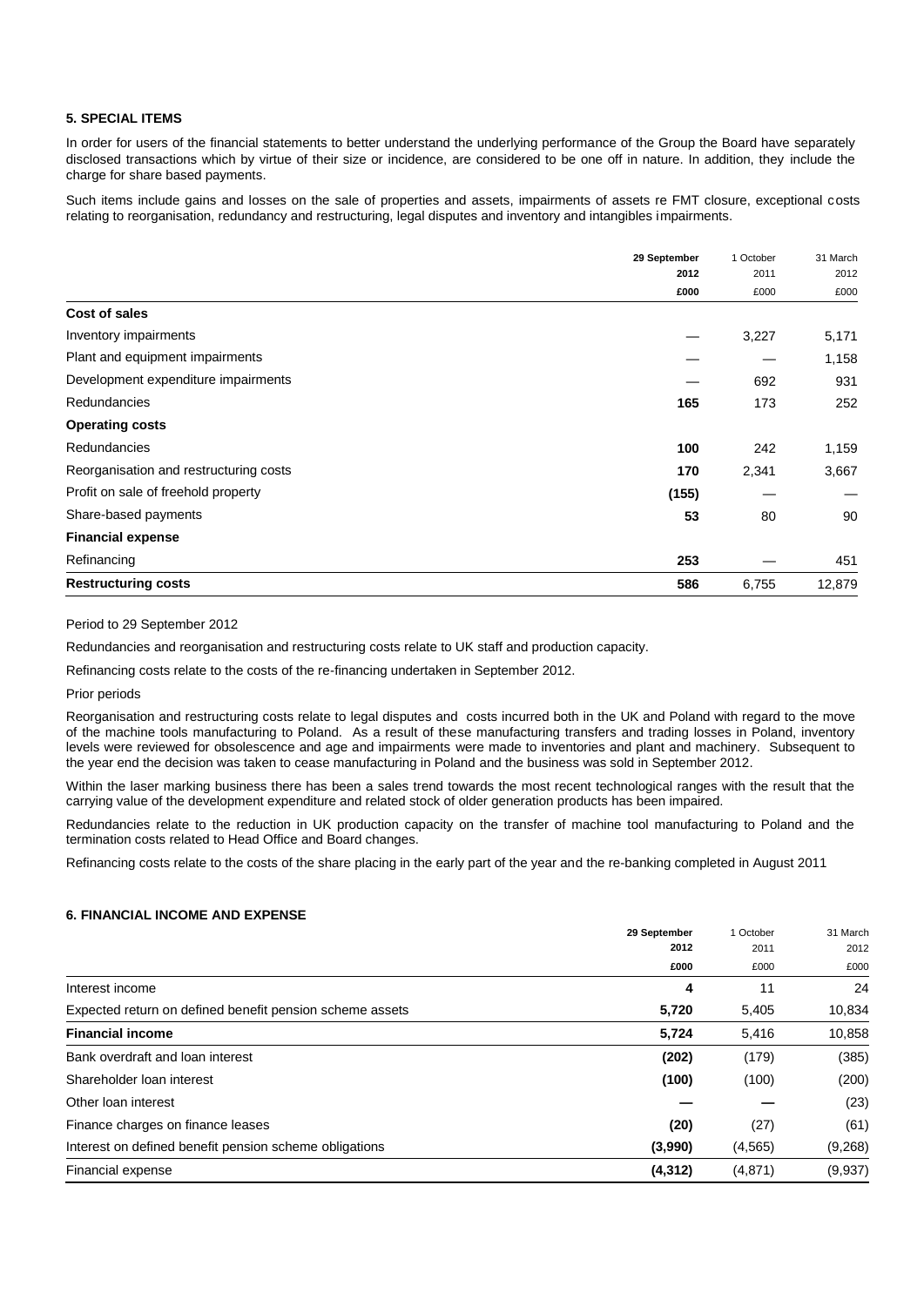## 5. SPECIAL ITEMS

In order for users of the financial statements to better understand the underlying performance of the Group the Board have separately disclosed transactions which by virtue of their size or incidence, are considered to be one off in nature. In addition, they include the charge for share based payments.

Such items include gains and losses on the sale of properties and assets, impairments of assets re FMT closure, exceptional costs relating to reorganisation, redundancy and restructuring, legal disputes and inventory and intangibles impairments.

| | 29 September 2012 £000 | 1 October 2011 £000 | 31 March 2012 £000 |
|---|---|---|---|
| **Cost of sales** | | | |
| Inventory impairments | — | 3,227 | 5,171 |
| Plant and equipment impairments | — | — | 1,158 |
| Development expenditure impairments | — | 692 | 931 |
| Redundancies | **165** | 173 | 252 |
| **Operating costs** | | | |
| Redundancies | **100** | 242 | 1,159 |
| Reorganisation and restructuring costs | **170** | 2,341 | 3,667 |
| Profit on sale of freehold property | **(155)** | — | — |
| Share-based payments | **53** | 80 | 90 |
| **Financial expense** | | | |
| Refinancing | **253** | — | 451 |
| **Restructuring costs** | **586** | 6,755 | 12,879 |

Period to 29 September 2012

Redundancies and reorganisation and restructuring costs relate to UK staff and production capacity.

Refinancing costs relate to the costs of the re-financing undertaken in September 2012.

Prior periods

Reorganisation and restructuring costs relate to legal disputes and costs incurred both in the UK and Poland with regard to the move of the machine tools manufacturing to Poland. As a result of these manufacturing transfers and trading losses in Poland, inventory levels were reviewed for obsolescence and age and impairments were made to inventories and plant and machinery. Subsequent to the year end the decision was taken to cease manufacturing in Poland and the business was sold in September 2012.

Within the laser marking business there has been a sales trend towards the most recent technological ranges with the result that the carrying value of the development expenditure and related stock of older generation products has been impaired.

Redundancies relate to the reduction in UK production capacity on the transfer of machine tool manufacturing to Poland and the termination costs related to Head Office and Board changes.

Refinancing costs relate to the costs of the share placing in the early part of the year and the re-banking completed in August 2011

## 6. FINANCIAL INCOME AND EXPENSE

| | 29 September 2012 £000 | 1 October 2011 £000 | 31 March 2012 £000 |
|---|---|---|---|
| Interest income | **4** | 11 | 24 |
| Expected return on defined benefit pension scheme assets | **5,720** | 5,405 | 10,834 |
| **Financial income** | **5,724** | 5,416 | 10,858 |
| Bank overdraft and loan interest | **(202)** | (179) | (385) |
| Shareholder loan interest | **(100)** | (100) | (200) |
| Other loan interest | **—** | **—** | (23) |
| Finance charges on finance leases | **(20)** | (27) | (61) |
| Interest on defined benefit pension scheme obligations | **(3,990)** | (4,565) | (9,268) |
| Financial expense | **(4,312)** | (4,871) | (9,937) |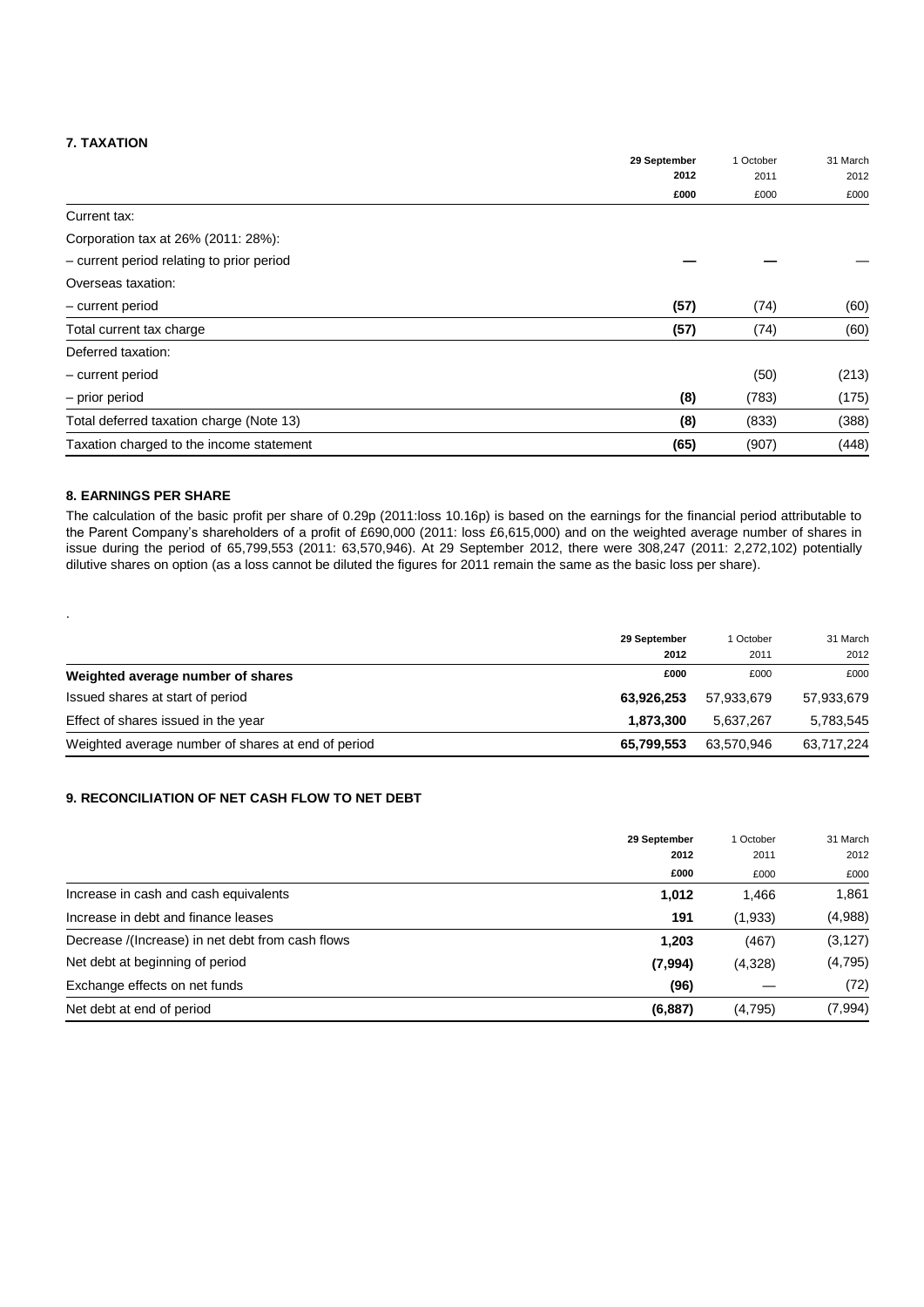### 7. TAXATION

| | 29 September 2012 | 1 October 2011 | 31 March 2012 |
|---|---|---|---|
| | £000 | £000 | £000 |
| Current tax: | | | |
| Corporation tax at 26% (2011: 28%): | | | |
| – current period relating to prior period | — | — | — |
| Overseas taxation: | | | |
| – current period | (57) | (74) | (60) |
| Total current tax charge | (57) | (74) | (60) |
| Deferred taxation: | | | |
| – current period | | (50) | (213) |
| – prior period | (8) | (783) | (175) |
| Total deferred taxation charge (Note 13) | (8) | (833) | (388) |
| Taxation charged to the income statement | (65) | (907) | (448) |

### 8. EARNINGS PER SHARE

The calculation of the basic profit per share of 0.29p (2011:loss 10.16p) is based on the earnings for the financial period attributable to the Parent Company's shareholders of a profit of £690,000 (2011: loss £6,615,000) and on the weighted average number of shares in issue during the period of 65,799,553 (2011: 63,570,946). At 29 September 2012, there were 308,247 (2011: 2,272,102) potentially dilutive shares on option (as a loss cannot be diluted the figures for 2011 remain the same as the basic loss per share).

.

| | 29 September 2012 | 1 October 2011 | 31 March 2012 |
|---|---|---|---|
| **Weighted average number of shares** | £000 | £000 | £000 |
| Issued shares at start of period | 63,926,253 | 57,933,679 | 57,933,679 |
| Effect of shares issued in the year | 1,873,300 | 5,637,267 | 5,783,545 |
| Weighted average number of shares at end of period | 65,799,553 | 63,570,946 | 63,717,224 |

### 9. RECONCILIATION OF NET CASH FLOW TO NET DEBT

| | 29 September 2012 | 1 October 2011 | 31 March 2012 |
|---|---|---|---|
| | £000 | £000 | £000 |
| Increase in cash and cash equivalents | 1,012 | 1,466 | 1,861 |
| Increase in debt and finance leases | 191 | (1,933) | (4,988) |
| Decrease /(Increase) in net debt from cash flows | 1,203 | (467) | (3,127) |
| Net debt at beginning of period | (7,994) | (4,328) | (4,795) |
| Exchange effects on net funds | (96) | — | (72) |
| Net debt at end of period | (6,887) | (4,795) | (7,994) |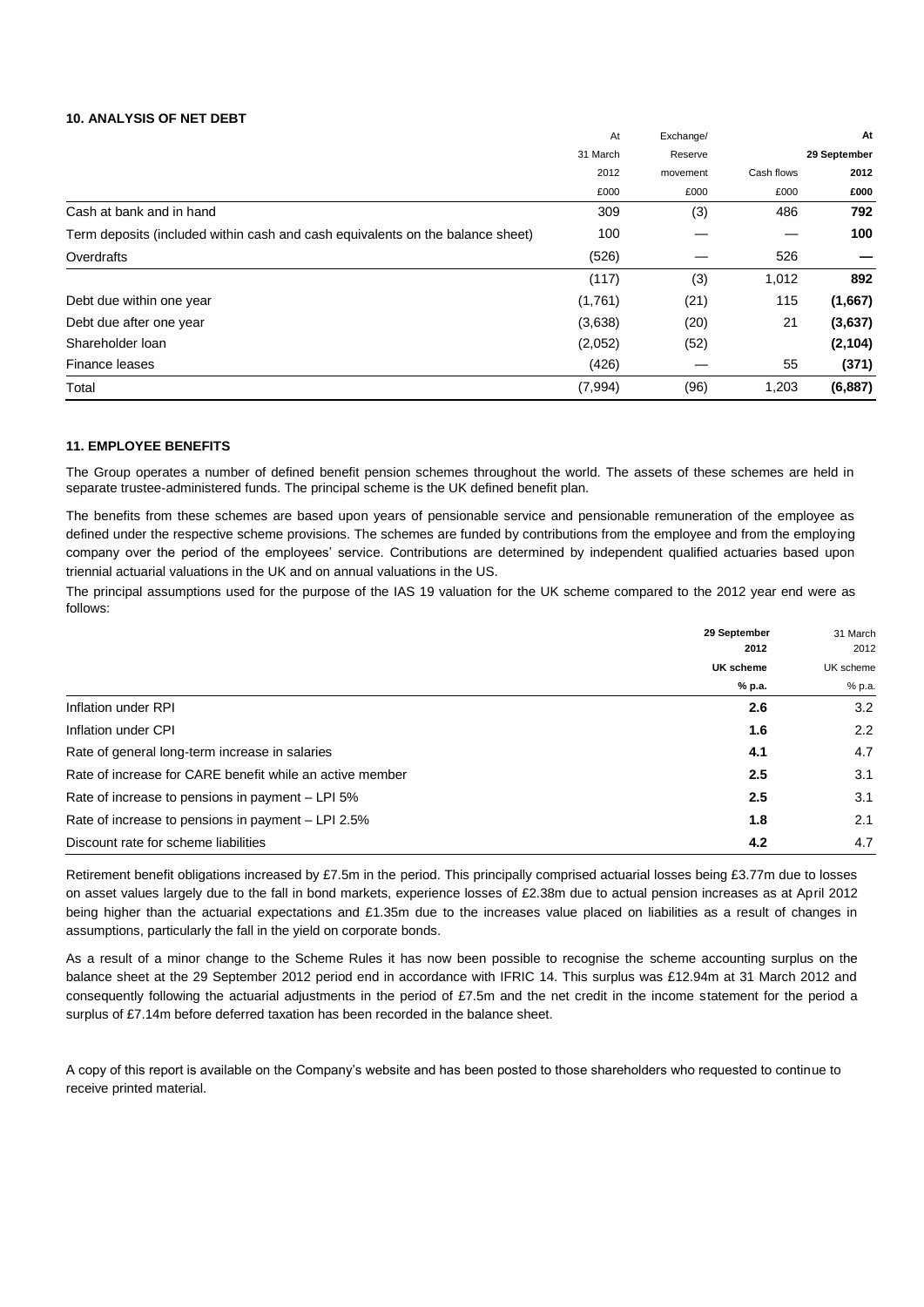## 10. ANALYSIS OF NET DEBT

| | At 31 March 2012 £000 | Exchange/ Reserve movement £000 | Cash flows £000 | **At 29 September 2012 £000** |
|---|---|---|---|---|
| Cash at bank and in hand | 309 | (3) | 486 | **792** |
| Term deposits (included within cash and cash equivalents on the balance sheet) | 100 | — | — | **100** |
| Overdrafts | (526) | — | 526 | **—** |
| | (117) | (3) | 1,012 | **892** |
| Debt due within one year | (1,761) | (21) | 115 | **(1,667)** |
| Debt due after one year | (3,638) | (20) | 21 | **(3,637)** |
| Shareholder loan | (2,052) | (52) | | **(2,104)** |
| Finance leases | (426) | — | 55 | **(371)** |
| Total | (7,994) | (96) | 1,203 | **(6,887)** |

## 11. EMPLOYEE BENEFITS

The Group operates a number of defined benefit pension schemes throughout the world. The assets of these schemes are held in separate trustee-administered funds. The principal scheme is the UK defined benefit plan.

The benefits from these schemes are based upon years of pensionable service and pensionable remuneration of the employee as defined under the respective scheme provisions. The schemes are funded by contributions from the employee and from the employing company over the period of the employees' service. Contributions are determined by independent qualified actuaries based upon triennial actuarial valuations in the UK and on annual valuations in the US.

The principal assumptions used for the purpose of the IAS 19 valuation for the UK scheme compared to the 2012 year end were as follows:

| | **29 September 2012 UK scheme % p.a.** | 31 March 2012 UK scheme % p.a. |
|---|---|---|
| Inflation under RPI | **2.6** | 3.2 |
| Inflation under CPI | **1.6** | 2.2 |
| Rate of general long-term increase in salaries | **4.1** | 4.7 |
| Rate of increase for CARE benefit while an active member | **2.5** | 3.1 |
| Rate of increase to pensions in payment – LPI 5% | **2.5** | 3.1 |
| Rate of increase to pensions in payment – LPI 2.5% | **1.8** | 2.1 |
| Discount rate for scheme liabilities | **4.2** | 4.7 |

Retirement benefit obligations increased by £7.5m in the period. This principally comprised actuarial losses being £3.77m due to losses on asset values largely due to the fall in bond markets, experience losses of £2.38m due to actual pension increases as at April 2012 being higher than the actuarial expectations and £1.35m due to the increases value placed on liabilities as a result of changes in assumptions, particularly the fall in the yield on corporate bonds.

As a result of a minor change to the Scheme Rules it has now been possible to recognise the scheme accounting surplus on the balance sheet at the 29 September 2012 period end in accordance with IFRIC 14. This surplus was £12.94m at 31 March 2012 and consequently following the actuarial adjustments in the period of £7.5m and the net credit in the income statement for the period a surplus of £7.14m before deferred taxation has been recorded in the balance sheet.

A copy of this report is available on the Company's website and has been posted to those shareholders who requested to continue to receive printed material.